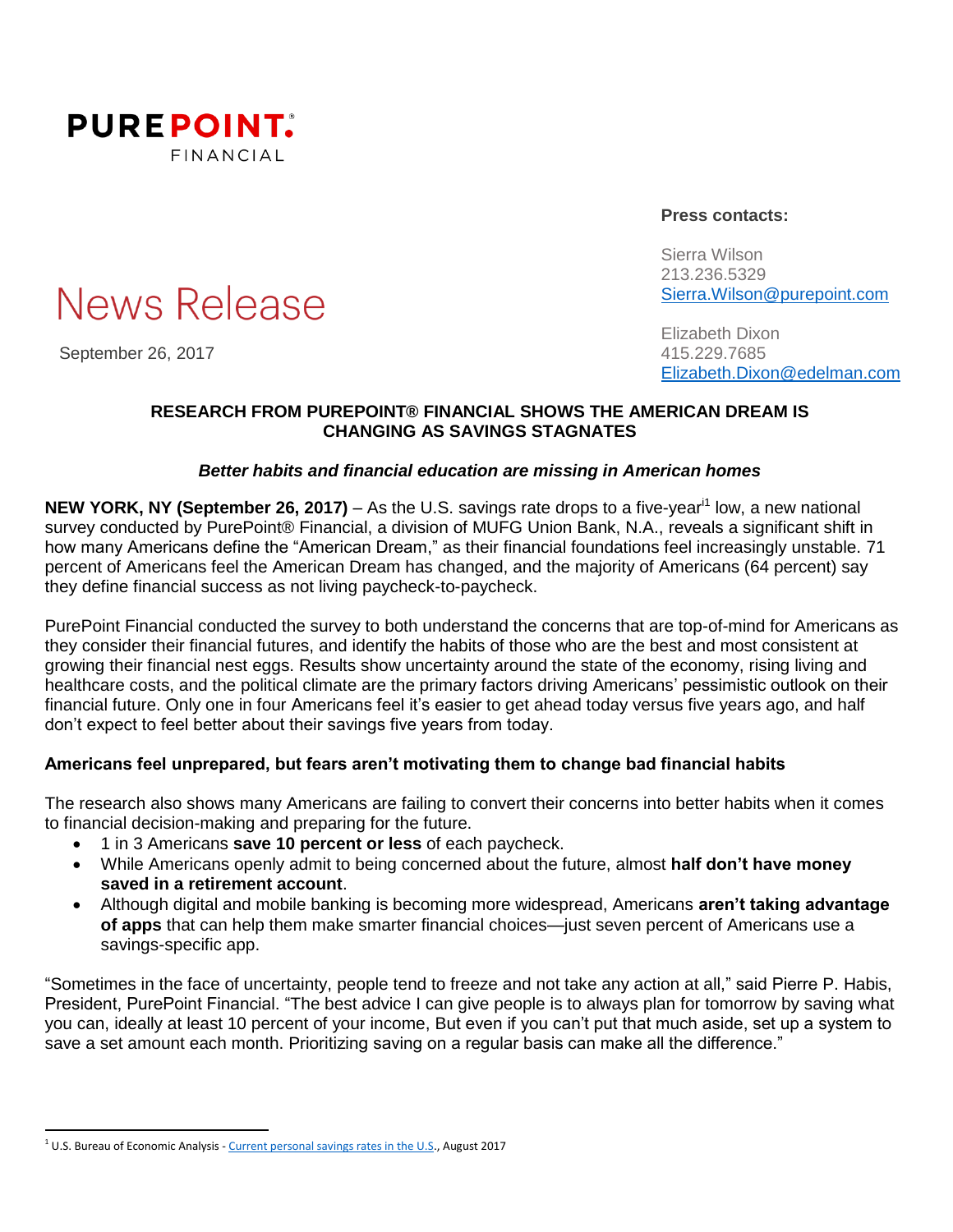**PUREPOINT.**
FINANCIAL

**Press contacts:**

Sierra Wilson
213.236.5329
Sierra.Wilson@purepoint.com

Elizabeth Dixon
415.229.7685
Elizabeth.Dixon@edelman.com

# News Release

September 26, 2017

## RESEARCH FROM PUREPOINT® FINANCIAL SHOWS THE AMERICAN DREAM IS CHANGING AS SAVINGS STAGNATES

***Better habits and financial education are missing in American homes***

**NEW YORK, NY (September 26, 2017)** – As the U.S. savings rate drops to a five-year[i1] low, a new national survey conducted by PurePoint® Financial, a division of MUFG Union Bank, N.A., reveals a significant shift in how many Americans define the "American Dream," as their financial foundations feel increasingly unstable. 71 percent of Americans feel the American Dream has changed, and the majority of Americans (64 percent) say they define financial success as not living paycheck-to-paycheck.

PurePoint Financial conducted the survey to both understand the concerns that are top-of-mind for Americans as they consider their financial futures, and identify the habits of those who are the best and most consistent at growing their financial nest eggs. Results show uncertainty around the state of the economy, rising living and healthcare costs, and the political climate are the primary factors driving Americans' pessimistic outlook on their financial future. Only one in four Americans feel it's easier to get ahead today versus five years ago, and half don't expect to feel better about their savings five years from today.

### Americans feel unprepared, but fears aren't motivating them to change bad financial habits

The research also shows many Americans are failing to convert their concerns into better habits when it comes to financial decision-making and preparing for the future.

- 1 in 3 Americans **save 10 percent or less** of each paycheck.
- While Americans openly admit to being concerned about the future, almost **half don't have money saved in a retirement account**.
- Although digital and mobile banking is becoming more widespread, Americans **aren't taking advantage of apps** that can help them make smarter financial choices—just seven percent of Americans use a savings-specific app.

"Sometimes in the face of uncertainty, people tend to freeze and not take any action at all," said Pierre P. Habis, President, PurePoint Financial. "The best advice I can give people is to always plan for tomorrow by saving what you can, ideally at least 10 percent of your income, But even if you can't put that much aside, set up a system to save a set amount each month. Prioritizing saving on a regular basis can make all the difference."

---

[1] U.S. Bureau of Economic Analysis - Current personal savings rates in the U.S., August 2017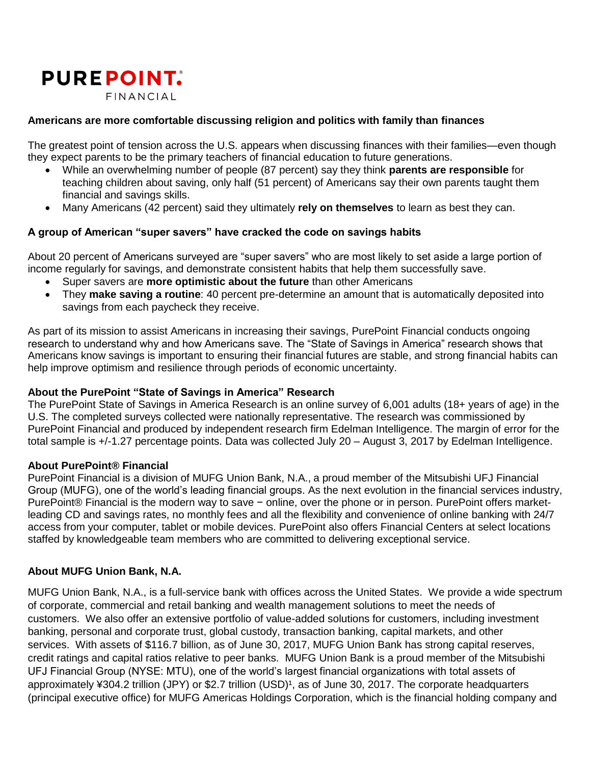**PUREPOINT.** ®
FINANCIAL

**Americans are more comfortable discussing religion and politics with family than finances**

The greatest point of tension across the U.S. appears when discussing finances with their families—even though they expect parents to be the primary teachers of financial education to future generations.

- While an overwhelming number of people (87 percent) say they think **parents are responsible** for teaching children about saving, only half (51 percent) of Americans say their own parents taught them financial and savings skills.
- Many Americans (42 percent) said they ultimately **rely on themselves** to learn as best they can.

**A group of American "super savers" have cracked the code on savings habits**

About 20 percent of Americans surveyed are "super savers" who are most likely to set aside a large portion of income regularly for savings, and demonstrate consistent habits that help them successfully save.

- Super savers are **more optimistic about the future** than other Americans
- They **make saving a routine**: 40 percent pre-determine an amount that is automatically deposited into savings from each paycheck they receive.

As part of its mission to assist Americans in increasing their savings, PurePoint Financial conducts ongoing research to understand why and how Americans save. The "State of Savings in America" research shows that Americans know savings is important to ensuring their financial futures are stable, and strong financial habits can help improve optimism and resilience through periods of economic uncertainty.

**About the PurePoint "State of Savings in America" Research**

The PurePoint State of Savings in America Research is an online survey of 6,001 adults (18+ years of age) in the U.S. The completed surveys collected were nationally representative. The research was commissioned by PurePoint Financial and produced by independent research firm Edelman Intelligence. The margin of error for the total sample is +/-1.27 percentage points. Data was collected July 20 – August 3, 2017 by Edelman Intelligence.

**About PurePoint® Financial**

PurePoint Financial is a division of MUFG Union Bank, N.A., a proud member of the Mitsubishi UFJ Financial Group (MUFG), one of the world's leading financial groups. As the next evolution in the financial services industry, PurePoint® Financial is the modern way to save − online, over the phone or in person. PurePoint offers market-leading CD and savings rates, no monthly fees and all the flexibility and convenience of online banking with 24/7 access from your computer, tablet or mobile devices. PurePoint also offers Financial Centers at select locations staffed by knowledgeable team members who are committed to delivering exceptional service.

**About MUFG Union Bank, N.A.**

MUFG Union Bank, N.A., is a full-service bank with offices across the United States. We provide a wide spectrum of corporate, commercial and retail banking and wealth management solutions to meet the needs of customers. We also offer an extensive portfolio of value-added solutions for customers, including investment banking, personal and corporate trust, global custody, transaction banking, capital markets, and other services. With assets of $116.7 billion, as of June 30, 2017, MUFG Union Bank has strong capital reserves, credit ratings and capital ratios relative to peer banks. MUFG Union Bank is a proud member of the Mitsubishi UFJ Financial Group (NYSE: MTU), one of the world's largest financial organizations with total assets of approximately ¥304.2 trillion (JPY) or $2.7 trillion (USD)[1], as of June 30, 2017. The corporate headquarters (principal executive office) for MUFG Americas Holdings Corporation, which is the financial holding company and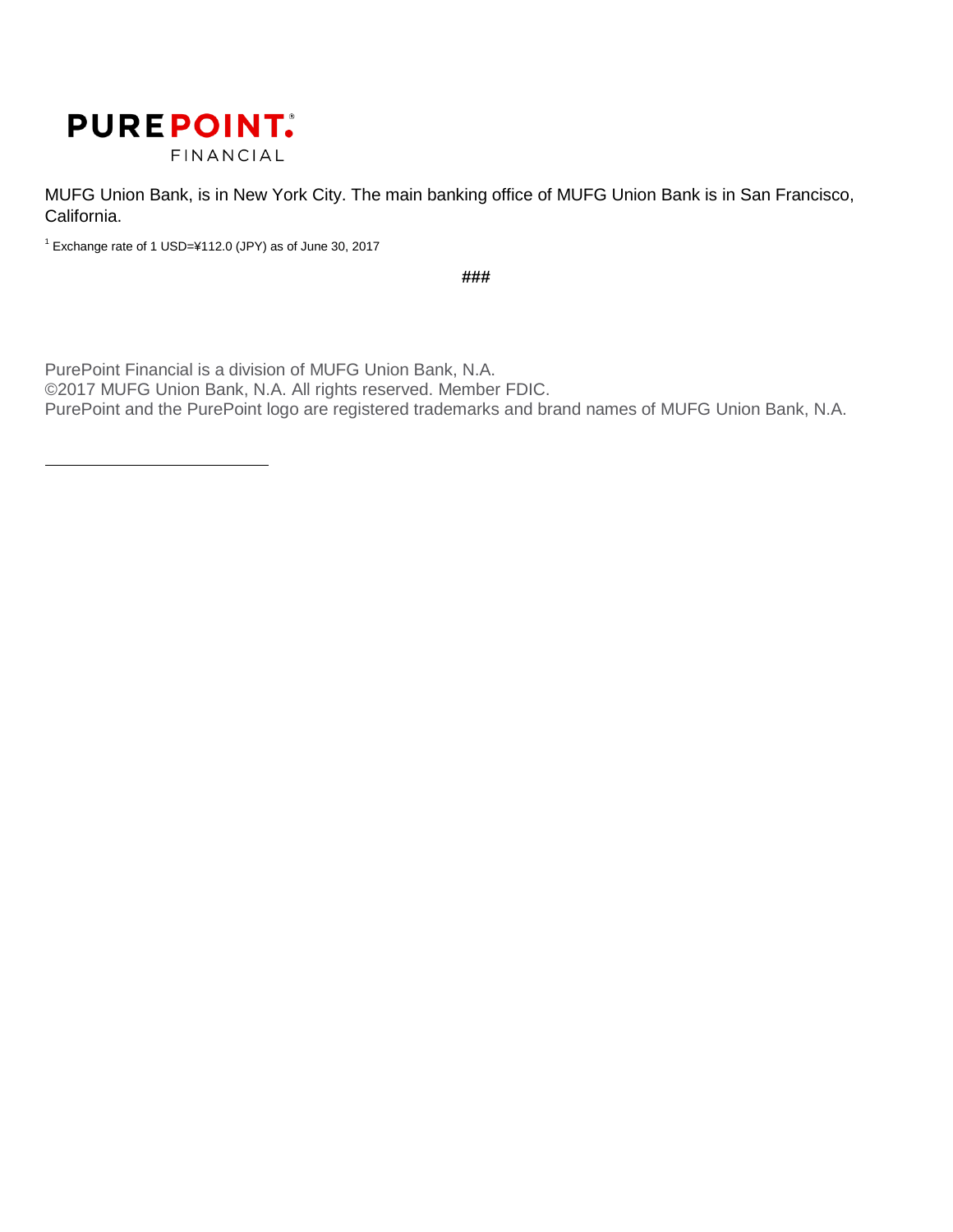PUREPOINT.®
FINANCIAL

MUFG Union Bank, is in New York City. The main banking office of MUFG Union Bank is in San Francisco, California.

[1] Exchange rate of 1 USD=¥112.0 (JPY) as of June 30, 2017

###

PurePoint Financial is a division of MUFG Union Bank, N.A.
©2017 MUFG Union Bank, N.A. All rights reserved. Member FDIC.
PurePoint and the PurePoint logo are registered trademarks and brand names of MUFG Union Bank, N.A.